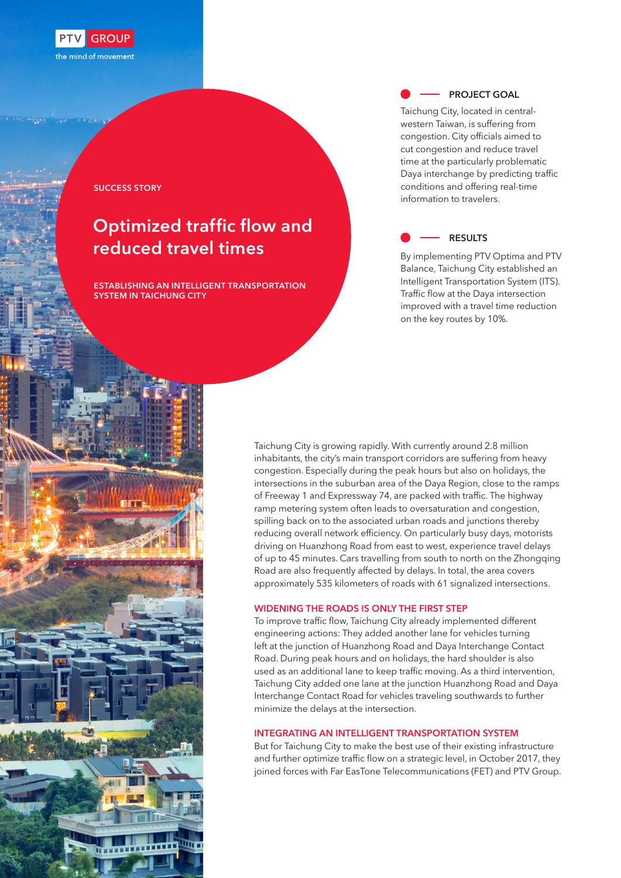PTV GROUP

the mind of movement

SUCCESS STORY

# Optimized traffic flow and reduced travel times

ESTABLISHING AN INTELLIGENT TRANSPORTATION SYSTEM IN TAICHUNG CITY

## PROJECT GOAL

Taichung City, located in central-western Taiwan, is suffering from congestion. City officials aimed to cut congestion and reduce travel time at the particularly problematic Daya interchange by predicting traffic conditions and offering real-time information to travelers.

## RESULTS

By implementing PTV Optima and PTV Balance, Taichung City established an Intelligent Transportation System (ITS). Traffic flow at the Daya intersection improved with a travel time reduction on the key routes by 10%.

Taichung City is growing rapidly. With currently around 2.8 million inhabitants, the city's main transport corridors are suffering from heavy congestion. Especially during the peak hours but also on holidays, the intersections in the suburban area of the Daya Region, close to the ramps of Freeway 1 and Expressway 74, are packed with traffic. The highway ramp metering system often leads to oversaturation and congestion, spilling back on to the associated urban roads and junctions thereby reducing overall network efficiency. On particularly busy days, motorists driving on Huanzhong Road from east to west, experience travel delays of up to 45 minutes. Cars travelling from south to north on the Zhongqing Road are also frequently affected by delays. In total, the area covers approximately 535 kilometers of roads with 61 signalized intersections.

### WIDENING THE ROADS IS ONLY THE FIRST STEP

To improve traffic flow, Taichung City already implemented different engineering actions: They added another lane for vehicles turning left at the junction of Huanzhong Road and Daya Interchange Contact Road. During peak hours and on holidays, the hard shoulder is also used as an additional lane to keep traffic moving. As a third intervention, Taichung City added one lane at the junction Huanzhong Road and Daya Interchange Contact Road for vehicles traveling southwards to further minimize the delays at the intersection.

### INTEGRATING AN INTELLIGENT TRANSPORTATION SYSTEM

But for Taichung City to make the best use of their existing infrastructure and further optimize traffic flow on a strategic level, in October 2017, they joined forces with Far EasTone Telecommunications (FET) and PTV Group.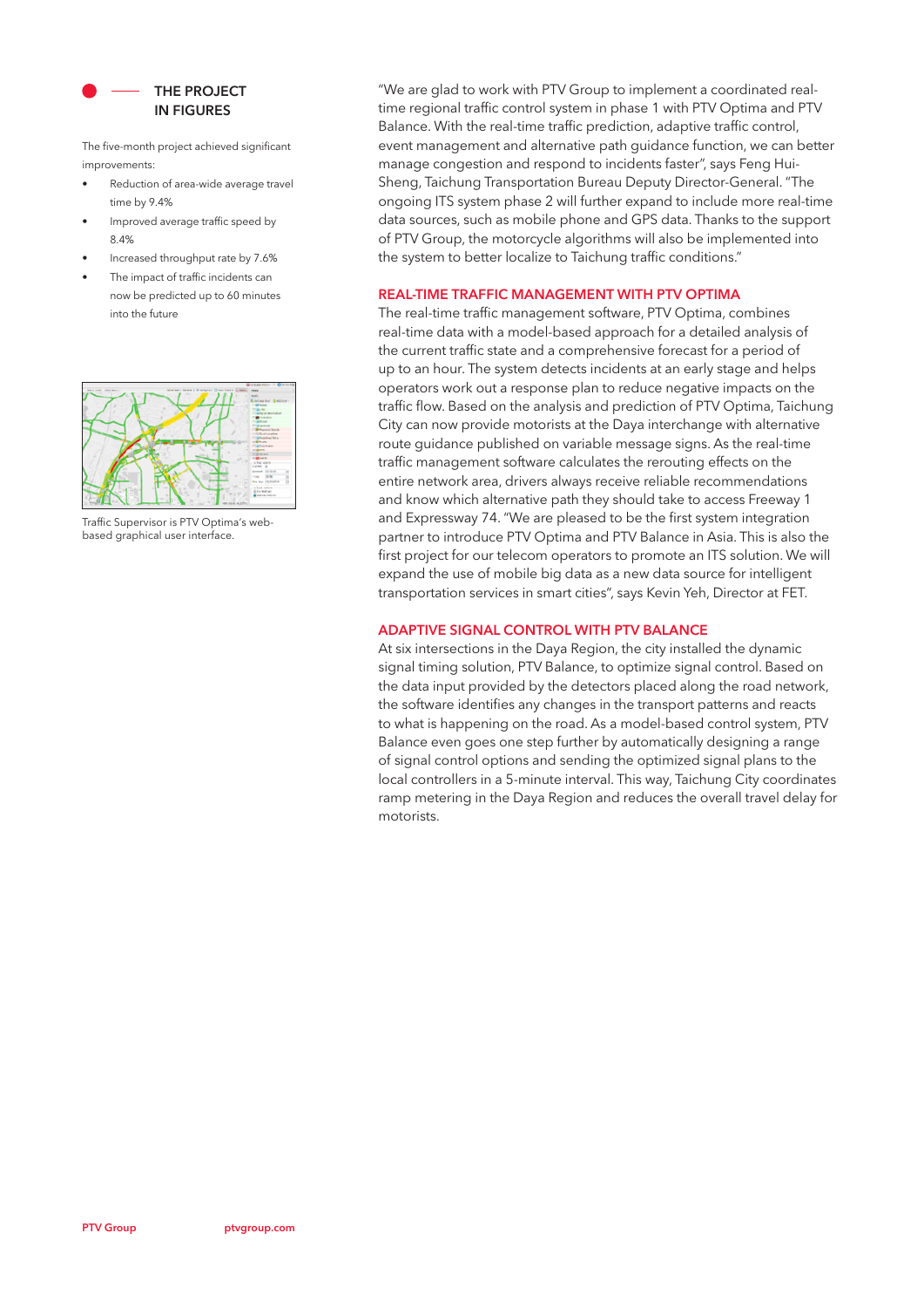## THE PROJECT IN FIGURES

The five-month project achieved significant improvements:

- Reduction of area-wide average travel time by 9.4%
- Improved average traffic speed by 8.4%
- Increased throughput rate by 7.6%
- The impact of traffic incidents can now be predicted up to 60 minutes into the future

Traffic Supervisor is PTV Optima's web-based graphical user interface.

"We are glad to work with PTV Group to implement a coordinated real-time regional traffic control system in phase 1 with PTV Optima and PTV Balance. With the real-time traffic prediction, adaptive traffic control, event management and alternative path guidance function, we can better manage congestion and respond to incidents faster", says Feng Hui-Sheng, Taichung Transportation Bureau Deputy Director-General. "The ongoing ITS system phase 2 will further expand to include more real-time data sources, such as mobile phone and GPS data. Thanks to the support of PTV Group, the motorcycle algorithms will also be implemented into the system to better localize to Taichung traffic conditions."

## REAL-TIME TRAFFIC MANAGEMENT WITH PTV OPTIMA

The real-time traffic management software, PTV Optima, combines real-time data with a model-based approach for a detailed analysis of the current traffic state and a comprehensive forecast for a period of up to an hour. The system detects incidents at an early stage and helps operators work out a response plan to reduce negative impacts on the traffic flow. Based on the analysis and prediction of PTV Optima, Taichung City can now provide motorists at the Daya interchange with alternative route guidance published on variable message signs. As the real-time traffic management software calculates the rerouting effects on the entire network area, drivers always receive reliable recommendations and know which alternative path they should take to access Freeway 1 and Expressway 74. "We are pleased to be the first system integration partner to introduce PTV Optima and PTV Balance in Asia. This is also the first project for our telecom operators to promote an ITS solution. We will expand the use of mobile big data as a new data source for intelligent transportation services in smart cities", says Kevin Yeh, Director at FET.

## ADAPTIVE SIGNAL CONTROL WITH PTV BALANCE

At six intersections in the Daya Region, the city installed the dynamic signal timing solution, PTV Balance, to optimize signal control. Based on the data input provided by the detectors placed along the road network, the software identifies any changes in the transport patterns and reacts to what is happening on the road. As a model-based control system, PTV Balance even goes one step further by automatically designing a range of signal control options and sending the optimized signal plans to the local controllers in a 5-minute interval. This way, Taichung City coordinates ramp metering in the Daya Region and reduces the overall travel delay for motorists.